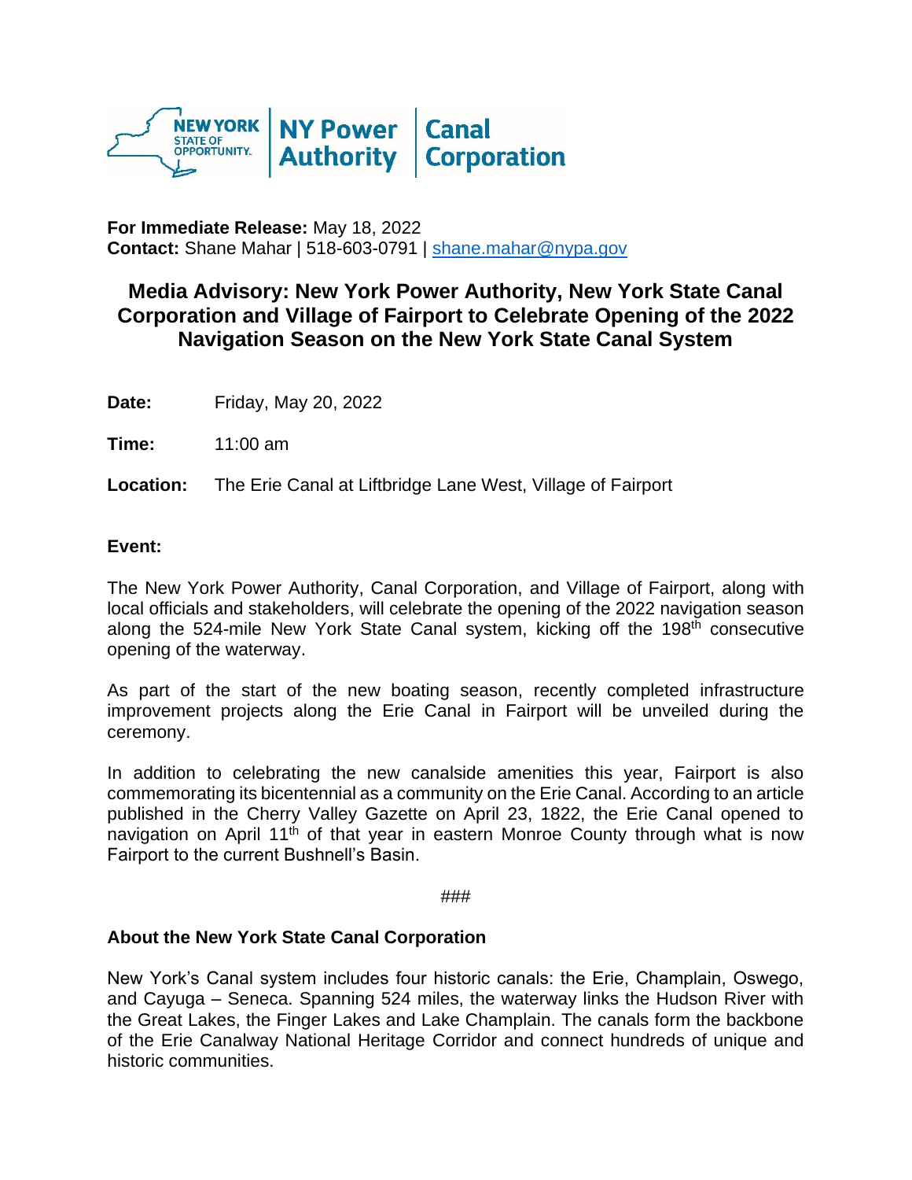NEW YORK STATE OF OPPORTUNITY. | NY Power Authority | Canal Corporation

**For Immediate Release:** May 18, 2022
**Contact:** Shane Mahar | 518-603-0791 | shane.mahar@nypa.gov

# Media Advisory: New York Power Authority, New York State Canal Corporation and Village of Fairport to Celebrate Opening of the 2022 Navigation Season on the New York State Canal System

**Date:** Friday, May 20, 2022

**Time:** 11:00 am

**Location:** The Erie Canal at Liftbridge Lane West, Village of Fairport

**Event:**

The New York Power Authority, Canal Corporation, and Village of Fairport, along with local officials and stakeholders, will celebrate the opening of the 2022 navigation season along the 524-mile New York State Canal system, kicking off the 198th consecutive opening of the waterway.

As part of the start of the new boating season, recently completed infrastructure improvement projects along the Erie Canal in Fairport will be unveiled during the ceremony.

In addition to celebrating the new canalside amenities this year, Fairport is also commemorating its bicentennial as a community on the Erie Canal. According to an article published in the Cherry Valley Gazette on April 23, 1822, the Erie Canal opened to navigation on April 11th of that year in eastern Monroe County through what is now Fairport to the current Bushnell's Basin.

###

## About the New York State Canal Corporation

New York's Canal system includes four historic canals: the Erie, Champlain, Oswego, and Cayuga – Seneca. Spanning 524 miles, the waterway links the Hudson River with the Great Lakes, the Finger Lakes and Lake Champlain. The canals form the backbone of the Erie Canalway National Heritage Corridor and connect hundreds of unique and historic communities.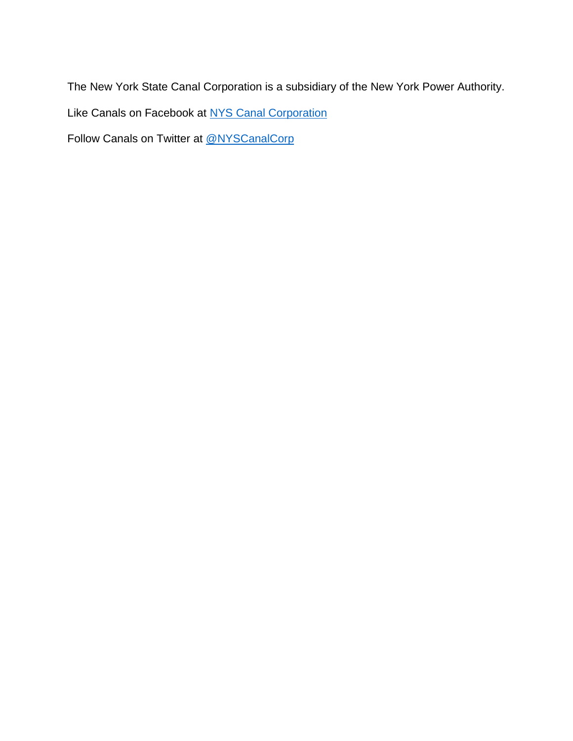The New York State Canal Corporation is a subsidiary of the New York Power Authority.

Like Canals on Facebook at NYS Canal Corporation

Follow Canals on Twitter at @NYSCanalCorp